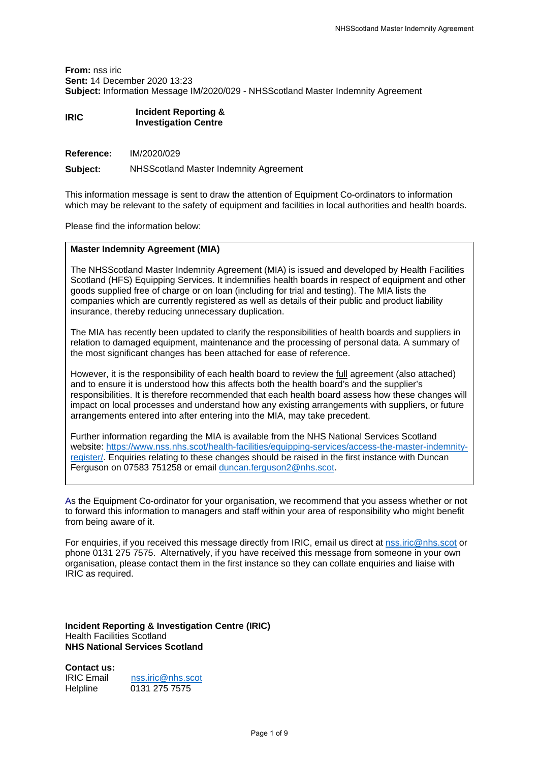**From:** nss iric
**Sent:** 14 December 2020 13:23
**Subject:** Information Message IM/2020/029 - NHSScotland Master Indemnity Agreement

**IRIC** **Incident Reporting & Investigation Centre**

**Reference:** IM/2020/029

**Subject:** NHSScotland Master Indemnity Agreement

This information message is sent to draw the attention of Equipment Co-ordinators to information which may be relevant to the safety of equipment and facilities in local authorities and health boards.

Please find the information below:

**Master Indemnity Agreement (MIA)**

The NHSScotland Master Indemnity Agreement (MIA) is issued and developed by Health Facilities Scotland (HFS) Equipping Services. It indemnifies health boards in respect of equipment and other goods supplied free of charge or on loan (including for trial and testing). The MIA lists the companies which are currently registered as well as details of their public and product liability insurance, thereby reducing unnecessary duplication.

The MIA has recently been updated to clarify the responsibilities of health boards and suppliers in relation to damaged equipment, maintenance and the processing of personal data. A summary of the most significant changes has been attached for ease of reference.

However, it is the responsibility of each health board to review the full agreement (also attached) and to ensure it is understood how this affects both the health board's and the supplier's responsibilities. It is therefore recommended that each health board assess how these changes will impact on local processes and understand how any existing arrangements with suppliers, or future arrangements entered into after entering into the MIA, may take precedent.

Further information regarding the MIA is available from the NHS National Services Scotland website: https://www.nss.nhs.scot/health-facilities/equipping-services/access-the-master-indemnity-register/. Enquiries relating to these changes should be raised in the first instance with Duncan Ferguson on 07583 751258 or email duncan.ferguson2@nhs.scot.

As the Equipment Co-ordinator for your organisation, we recommend that you assess whether or not to forward this information to managers and staff within your area of responsibility who might benefit from being aware of it.

For enquiries, if you received this message directly from IRIC, email us direct at nss.iric@nhs.scot or phone 0131 275 7575. Alternatively, if you have received this message from someone in your own organisation, please contact them in the first instance so they can collate enquiries and liaise with IRIC as required.

**Incident Reporting & Investigation Centre (IRIC)**
Health Facilities Scotland
**NHS National Services Scotland**

**Contact us:**
IRIC Email nss.iric@nhs.scot
Helpline 0131 275 7575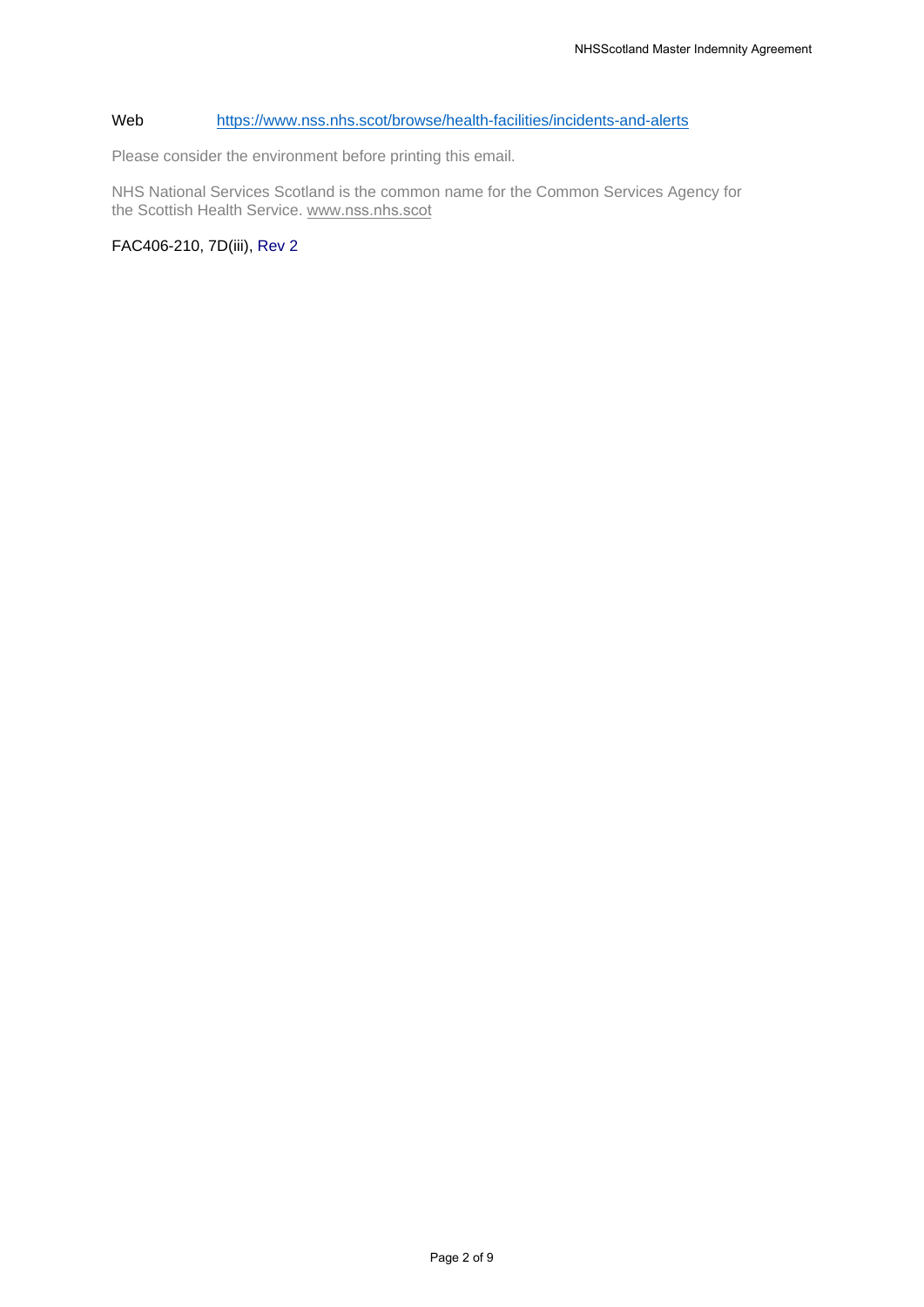Web https://www.nss.nhs.scot/browse/health-facilities/incidents-and-alerts

Please consider the environment before printing this email.

NHS National Services Scotland is the common name for the Common Services Agency for the Scottish Health Service. www.nss.nhs.scot

FAC406-210, 7D(iii), Rev 2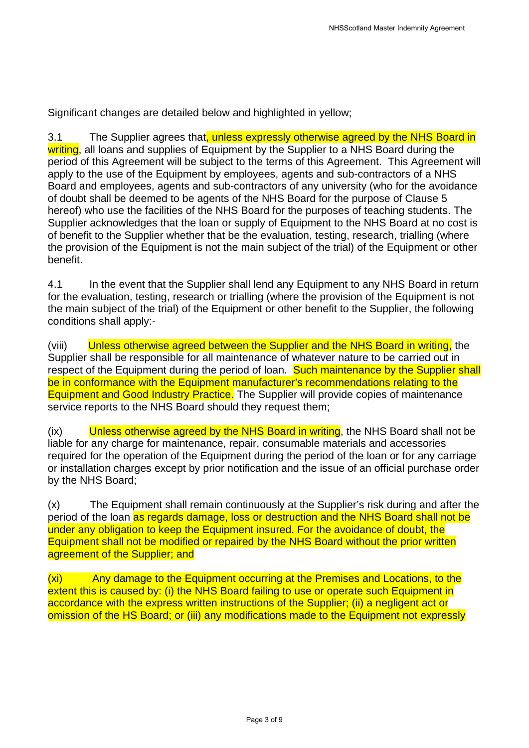Significant changes are detailed below and highlighted in yellow;

3.1 The Supplier agrees that, unless expressly otherwise agreed by the NHS Board in writing, all loans and supplies of Equipment by the Supplier to a NHS Board during the period of this Agreement will be subject to the terms of this Agreement. This Agreement will apply to the use of the Equipment by employees, agents and sub-contractors of a NHS Board and employees, agents and sub-contractors of any university (who for the avoidance of doubt shall be deemed to be agents of the NHS Board for the purpose of Clause 5 hereof) who use the facilities of the NHS Board for the purposes of teaching students. The Supplier acknowledges that the loan or supply of Equipment to the NHS Board at no cost is of benefit to the Supplier whether that be the evaluation, testing, research, trialling (where the provision of the Equipment is not the main subject of the trial) of the Equipment or other benefit.

4.1 In the event that the Supplier shall lend any Equipment to any NHS Board in return for the evaluation, testing, research or trialling (where the provision of the Equipment is not the main subject of the trial) of the Equipment or other benefit to the Supplier, the following conditions shall apply:-

(viii) Unless otherwise agreed between the Supplier and the NHS Board in writing, the Supplier shall be responsible for all maintenance of whatever nature to be carried out in respect of the Equipment during the period of loan. Such maintenance by the Supplier shall be in conformance with the Equipment manufacturer's recommendations relating to the Equipment and Good Industry Practice. The Supplier will provide copies of maintenance service reports to the NHS Board should they request them;

(ix) Unless otherwise agreed by the NHS Board in writing, the NHS Board shall not be liable for any charge for maintenance, repair, consumable materials and accessories required for the operation of the Equipment during the period of the loan or for any carriage or installation charges except by prior notification and the issue of an official purchase order by the NHS Board;

(x) The Equipment shall remain continuously at the Supplier's risk during and after the period of the loan as regards damage, loss or destruction and the NHS Board shall not be under any obligation to keep the Equipment insured. For the avoidance of doubt, the Equipment shall not be modified or repaired by the NHS Board without the prior written agreement of the Supplier; and

(xi) Any damage to the Equipment occurring at the Premises and Locations, to the extent this is caused by: (i) the NHS Board failing to use or operate such Equipment in accordance with the express written instructions of the Supplier; (ii) a negligent act or omission of the HS Board; or (iii) any modifications made to the Equipment not expressly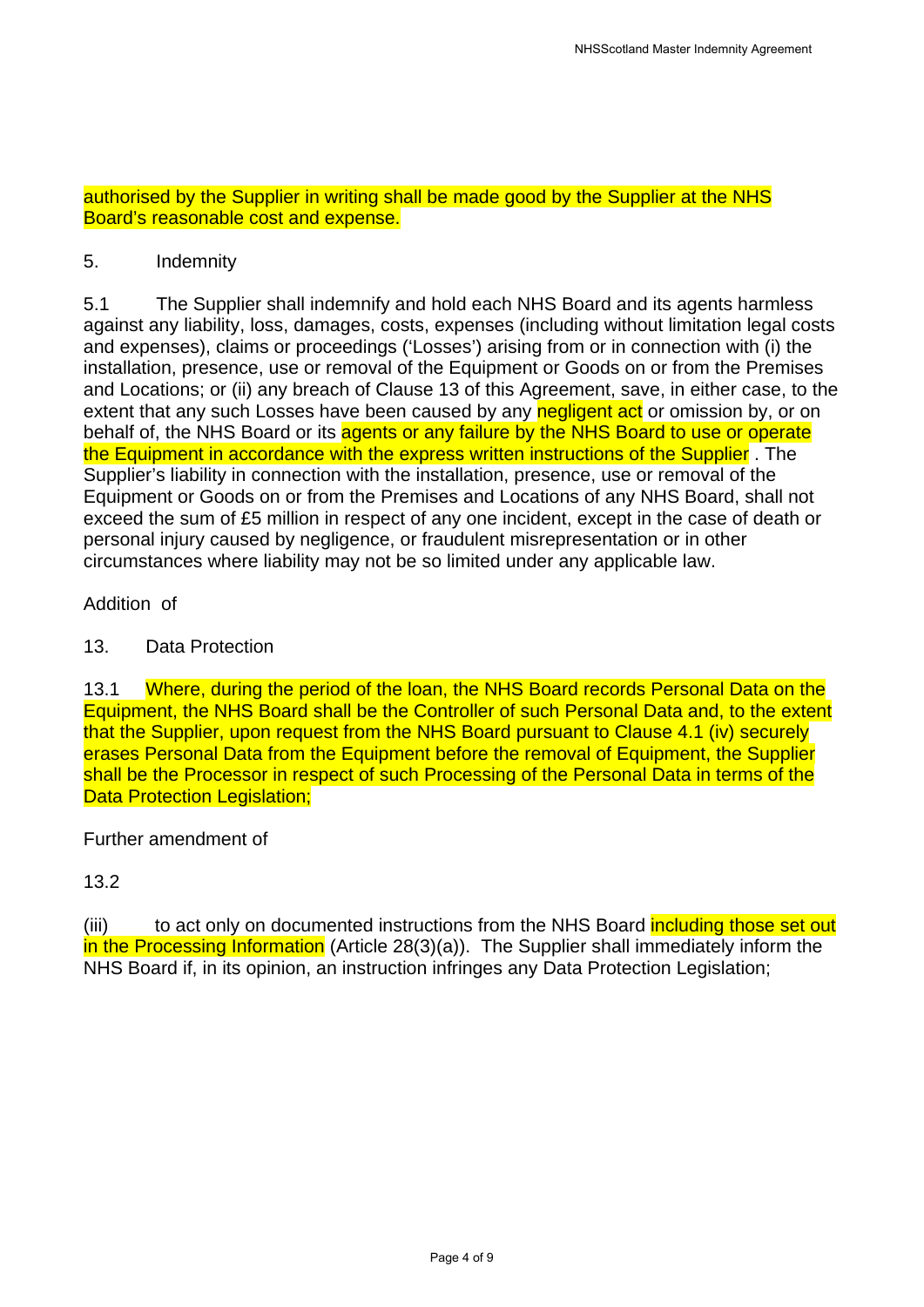authorised by the Supplier in writing shall be made good by the Supplier at the NHS Board's reasonable cost and expense.

5. Indemnity

5.1 The Supplier shall indemnify and hold each NHS Board and its agents harmless against any liability, loss, damages, costs, expenses (including without limitation legal costs and expenses), claims or proceedings ('Losses') arising from or in connection with (i) the installation, presence, use or removal of the Equipment or Goods on or from the Premises and Locations; or (ii) any breach of Clause 13 of this Agreement, save, in either case, to the extent that any such Losses have been caused by any negligent act or omission by, or on behalf of, the NHS Board or its agents or any failure by the NHS Board to use or operate the Equipment in accordance with the express written instructions of the Supplier . The Supplier's liability in connection with the installation, presence, use or removal of the Equipment or Goods on or from the Premises and Locations of any NHS Board, shall not exceed the sum of £5 million in respect of any one incident, except in the case of death or personal injury caused by negligence, or fraudulent misrepresentation or in other circumstances where liability may not be so limited under any applicable law.

Addition of

13. Data Protection

13.1 Where, during the period of the loan, the NHS Board records Personal Data on the Equipment, the NHS Board shall be the Controller of such Personal Data and, to the extent that the Supplier, upon request from the NHS Board pursuant to Clause 4.1 (iv) securely erases Personal Data from the Equipment before the removal of Equipment, the Supplier shall be the Processor in respect of such Processing of the Personal Data in terms of the Data Protection Legislation;

Further amendment of

13.2

(iii) to act only on documented instructions from the NHS Board including those set out in the Processing Information (Article 28(3)(a)). The Supplier shall immediately inform the NHS Board if, in its opinion, an instruction infringes any Data Protection Legislation;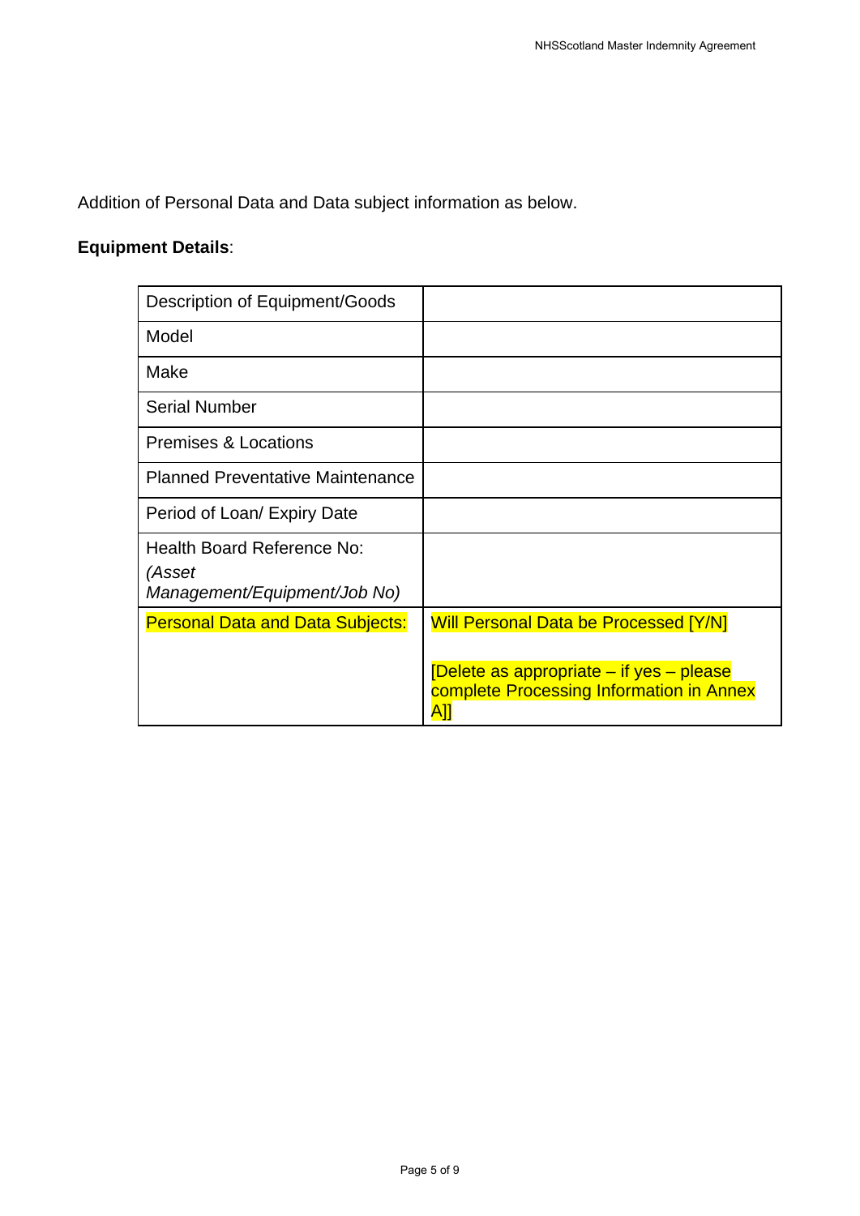Addition of Personal Data and Data subject information as below.

**Equipment Details**:

| Description of Equipment/Goods | |
|---|---|
| Model | |
| Make | |
| Serial Number | |
| Premises & Locations | |
| Planned Preventative Maintenance | |
| Period of Loan/ Expiry Date | |
| Health Board Reference No: *(Asset Management/Equipment/Job No)* | |
| Personal Data and Data Subjects: | Will Personal Data be Processed [Y/N]<br><br>[Delete as appropriate – if yes – please complete Processing Information in Annex A]] |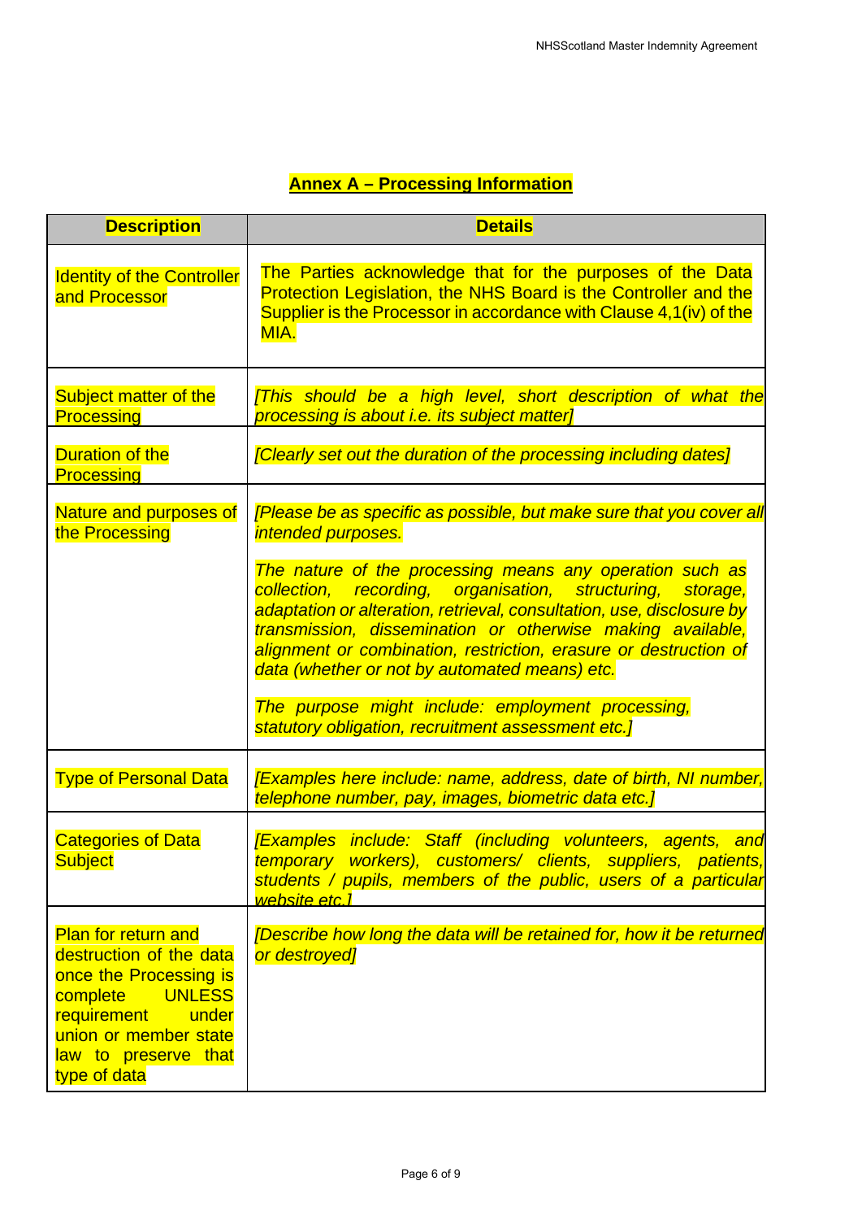## Annex A – Processing Information

| **Description** | **Details** |
|---|---|
| Identity of the Controller and Processor | The Parties acknowledge that for the purposes of the Data Protection Legislation, the NHS Board is the Controller and the Supplier is the Processor in accordance with Clause 4,1(iv) of the MIA. |
| Subject matter of the Processing | *[This should be a high level, short description of what the processing is about i.e. its subject matter]* |
| Duration of the Processing | *[Clearly set out the duration of the processing including dates]* |
| Nature and purposes of the Processing | *[Please be as specific as possible, but make sure that you cover all intended purposes.*<br><br>*The nature of the processing means any operation such as collection, recording, organisation, structuring, storage, adaptation or alteration, retrieval, consultation, use, disclosure by transmission, dissemination or otherwise making available, alignment or combination, restriction, erasure or destruction of data (whether or not by automated means) etc.*<br><br>*The purpose might include: employment processing, statutory obligation, recruitment assessment etc.]* |
| Type of Personal Data | *[Examples here include: name, address, date of birth, NI number, telephone number, pay, images, biometric data etc.]* |
| Categories of Data Subject | *[Examples include: Staff (including volunteers, agents, and temporary workers), customers/ clients, suppliers, patients, students / pupils, members of the public, users of a particular website etc.]* |
| Plan for return and destruction of the data once the Processing is complete UNLESS requirement under union or member state law to preserve that type of data | *[Describe how long the data will be retained for, how it be returned or destroyed]* |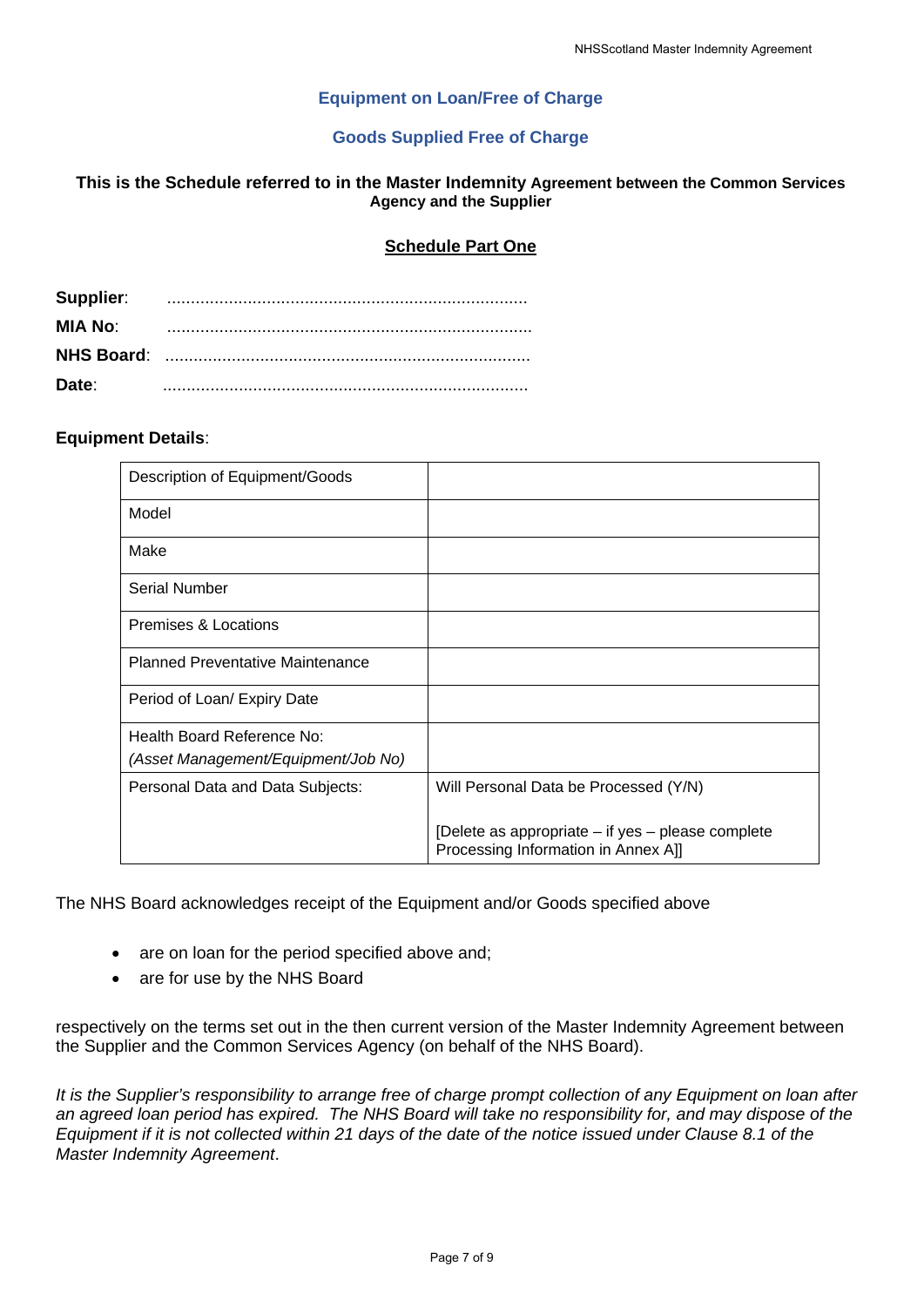## Equipment on Loan/Free of Charge

## Goods Supplied Free of Charge

**This is the Schedule referred to in the Master Indemnity Agreement between the Common Services Agency and the Supplier**

### Schedule Part One

**Supplier**: ...........................................................................

**MIA No**: ............................................................................

**NHS Board**: ............................................................................

**Date**: ............................................................................

**Equipment Details**:

| | |
|---|---|
| Description of Equipment/Goods | |
| Model | |
| Make | |
| Serial Number | |
| Premises & Locations | |
| Planned Preventative Maintenance | |
| Period of Loan/ Expiry Date | |
| Health Board Reference No: *(Asset Management/Equipment/Job No)* | |
| Personal Data and Data Subjects: | Will Personal Data be Processed (Y/N) [Delete as appropriate – if yes – please complete Processing Information in Annex A]] |

The NHS Board acknowledges receipt of the Equipment and/or Goods specified above

- are on loan for the period specified above and;
- are for use by the NHS Board

respectively on the terms set out in the then current version of the Master Indemnity Agreement between the Supplier and the Common Services Agency (on behalf of the NHS Board).

*It is the Supplier's responsibility to arrange free of charge prompt collection of any Equipment on loan after an agreed loan period has expired. The NHS Board will take no responsibility for, and may dispose of the Equipment if it is not collected within 21 days of the date of the notice issued under Clause 8.1 of the Master Indemnity Agreement*.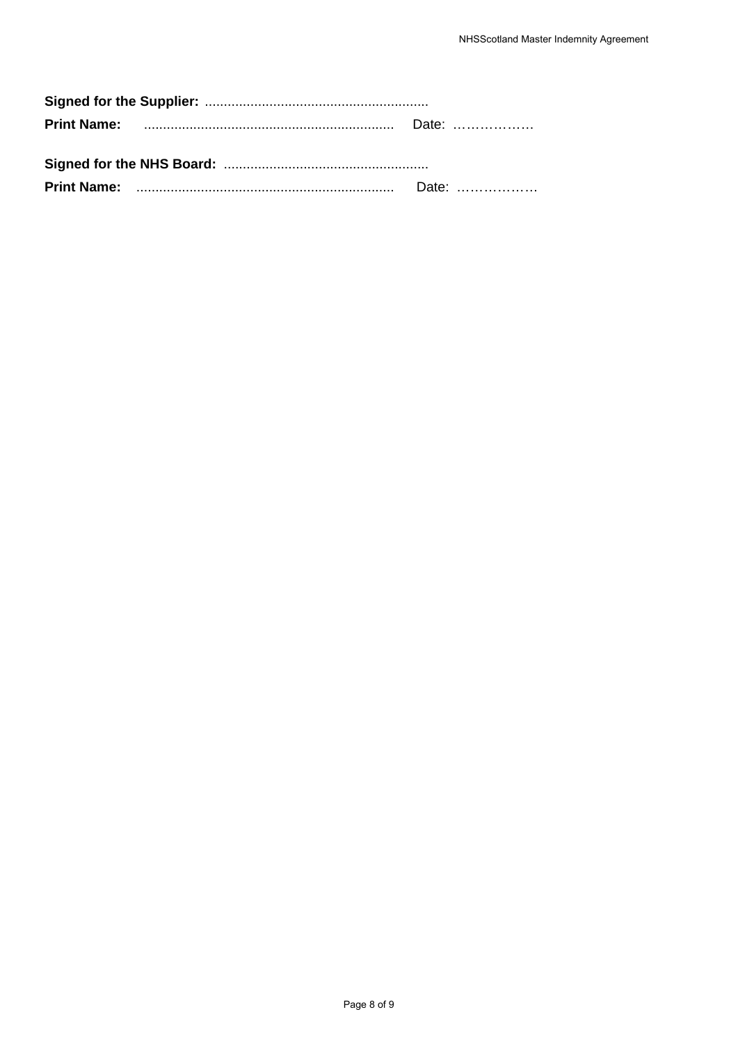**Signed for the Supplier:** ...........................................................

**Print Name:** .................................................................. Date: ………………

**Signed for the NHS Board:** ......................................................

**Print Name:** .................................................................... Date: ………………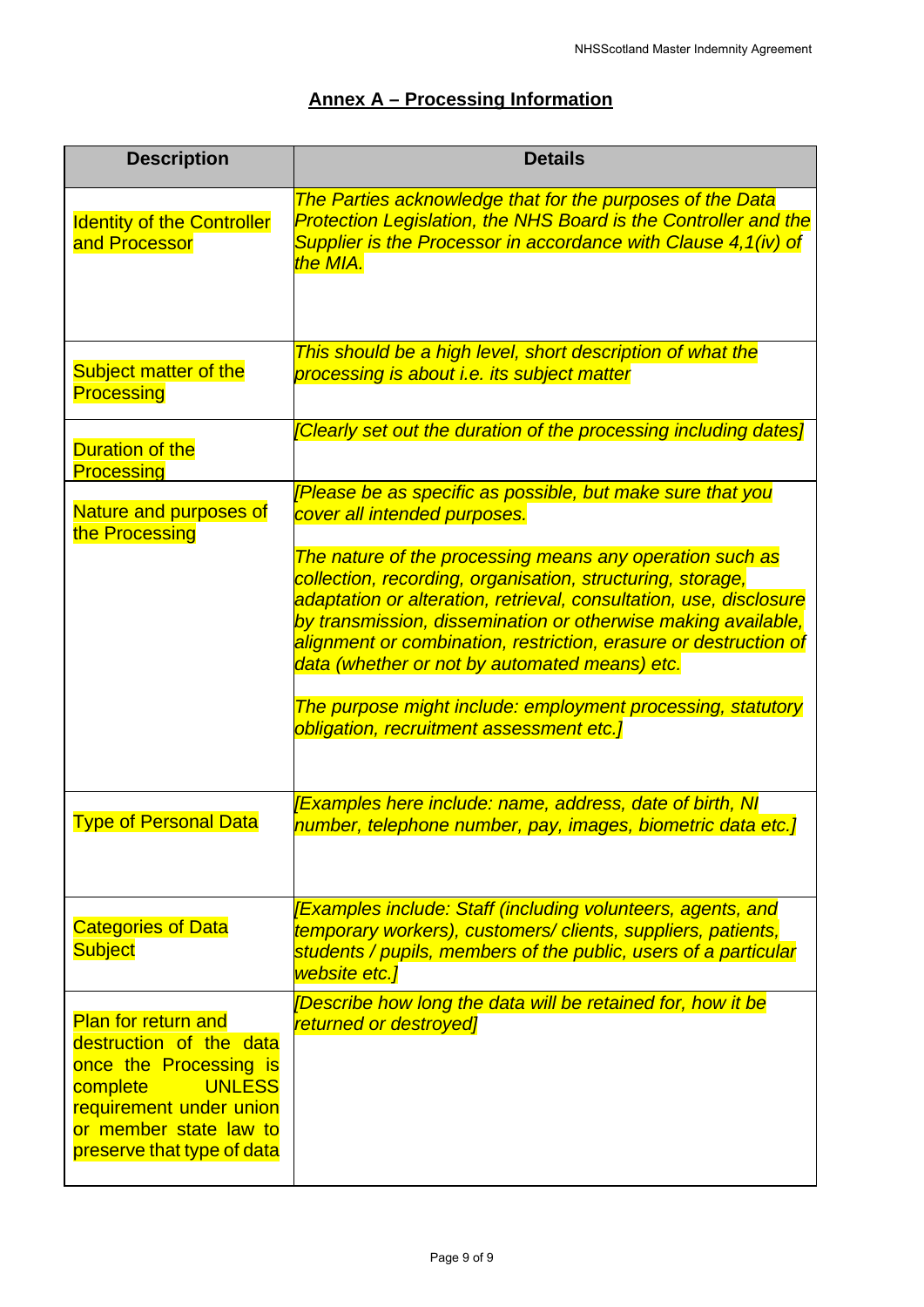## Annex A – Processing Information

| Description | Details |
|---|---|
| Identity of the Controller and Processor | *The Parties acknowledge that for the purposes of the Data Protection Legislation, the NHS Board is the Controller and the Supplier is the Processor in accordance with Clause 4,1(iv) of the MIA.* |
| Subject matter of the Processing | *This should be a high level, short description of what the processing is about i.e. its subject matter* |
| Duration of the Processing | *[Clearly set out the duration of the processing including dates]* |
| Nature and purposes of the Processing | *[Please be as specific as possible, but make sure that you cover all intended purposes.*<br><br>*The nature of the processing means any operation such as collection, recording, organisation, structuring, storage, adaptation or alteration, retrieval, consultation, use, disclosure by transmission, dissemination or otherwise making available, alignment or combination, restriction, erasure or destruction of data (whether or not by automated means) etc.*<br><br>*The purpose might include: employment processing, statutory obligation, recruitment assessment etc.]* |
| Type of Personal Data | *[Examples here include: name, address, date of birth, NI number, telephone number, pay, images, biometric data etc.]* |
| Categories of Data Subject | *[Examples include: Staff (including volunteers, agents, and temporary workers), customers/ clients, suppliers, patients, students / pupils, members of the public, users of a particular website etc.]* |
| Plan for return and destruction of the data once the Processing is complete UNLESS requirement under union or member state law to preserve that type of data | *[Describe how long the data will be retained for, how it be returned or destroyed]* |